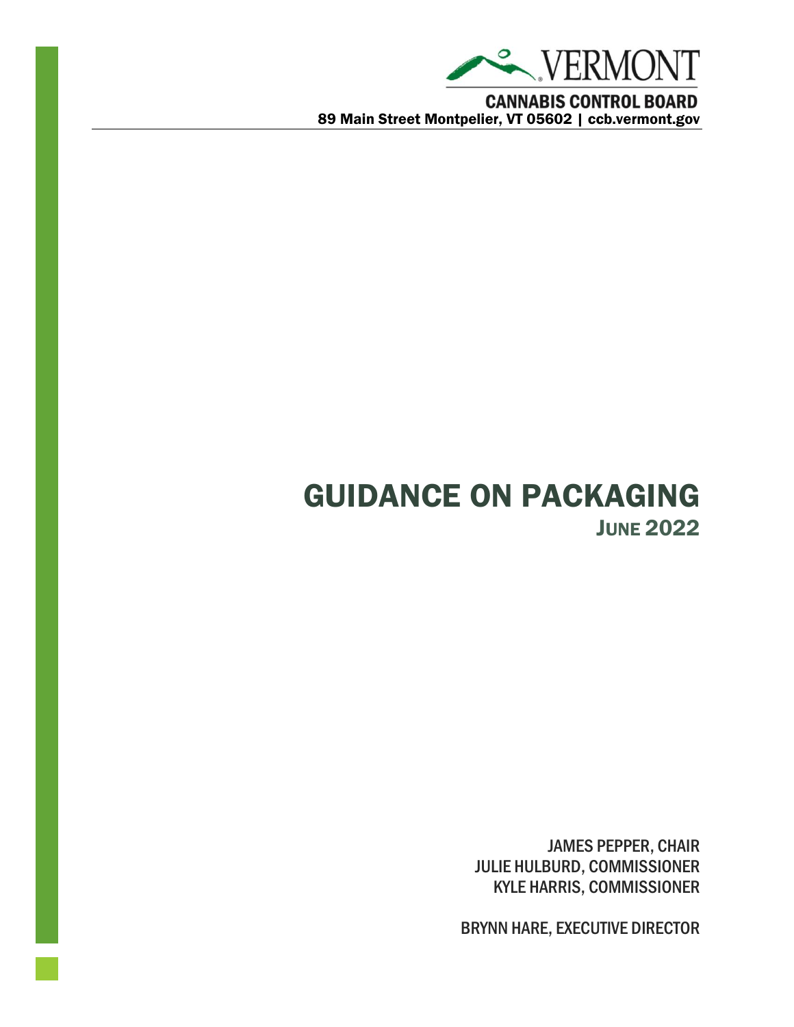VERMONT

CANNABIS CONTROL BOARD

89 Main Street Montpelier, VT 05602 | ccb.vermont.gov

# GUIDANCE ON PACKAGING

## JUNE 2022

JAMES PEPPER, CHAIR
JULIE HULBURD, COMMISSIONER
KYLE HARRIS, COMMISSIONER

BRYNN HARE, EXECUTIVE DIRECTOR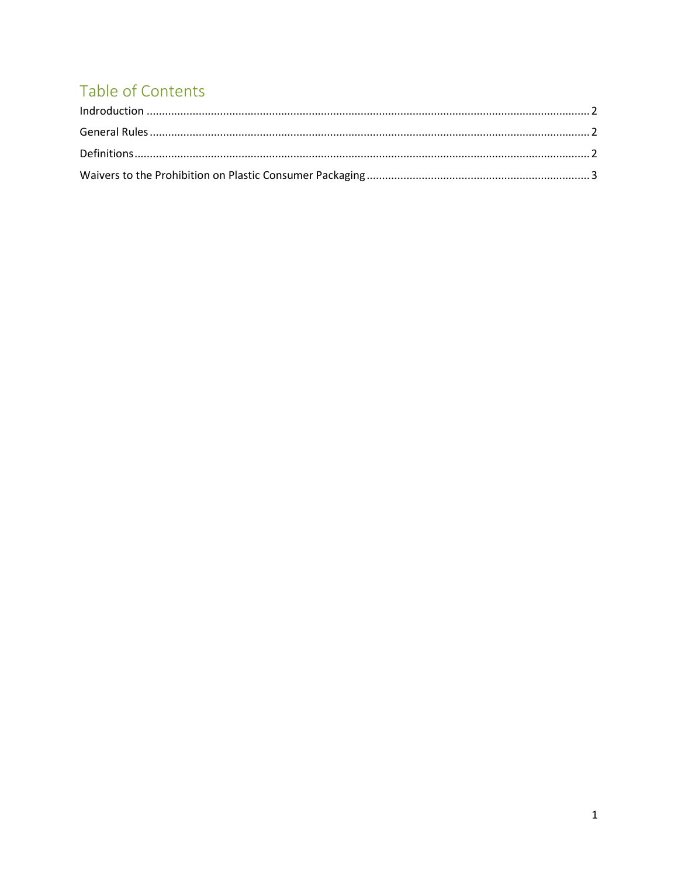# Table of Contents

Indroduction ........................................................................................................................................... 2

General Rules ......................................................................................................................................... 2

Definitions ............................................................................................................................................... 2

Waivers to the Prohibition on Plastic Consumer Packaging ........................................................................ 3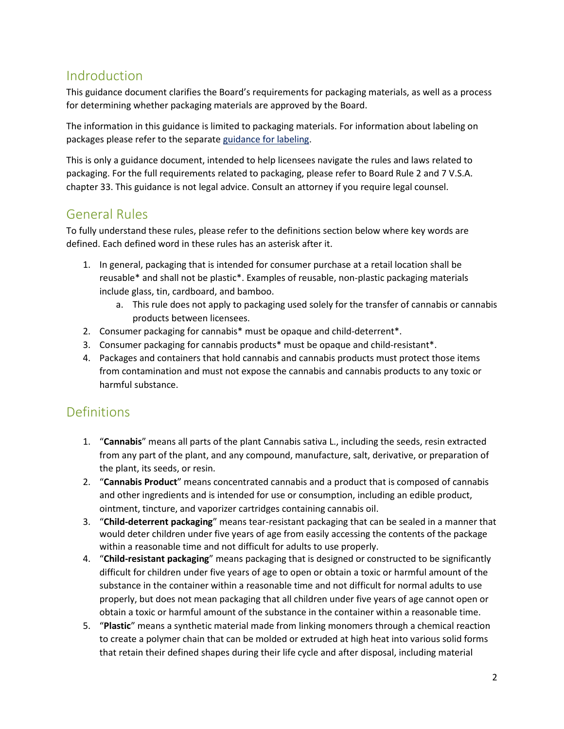## Indroduction

This guidance document clarifies the Board's requirements for packaging materials, as well as a process for determining whether packaging materials are approved by the Board.

The information in this guidance is limited to packaging materials. For information about labeling on packages please refer to the separate guidance for labeling.

This is only a guidance document, intended to help licensees navigate the rules and laws related to packaging. For the full requirements related to packaging, please refer to Board Rule 2 and 7 V.S.A. chapter 33. This guidance is not legal advice. Consult an attorney if you require legal counsel.

## General Rules

To fully understand these rules, please refer to the definitions section below where key words are defined. Each defined word in these rules has an asterisk after it.

1. In general, packaging that is intended for consumer purchase at a retail location shall be reusable* and shall not be plastic*. Examples of reusable, non-plastic packaging materials include glass, tin, cardboard, and bamboo.
    a. This rule does not apply to packaging used solely for the transfer of cannabis or cannabis products between licensees.
2. Consumer packaging for cannabis* must be opaque and child-deterrent*.
3. Consumer packaging for cannabis products* must be opaque and child-resistant*.
4. Packages and containers that hold cannabis and cannabis products must protect those items from contamination and must not expose the cannabis and cannabis products to any toxic or harmful substance.

## Definitions

1. "**Cannabis**" means all parts of the plant Cannabis sativa L., including the seeds, resin extracted from any part of the plant, and any compound, manufacture, salt, derivative, or preparation of the plant, its seeds, or resin.
2. "**Cannabis Product**" means concentrated cannabis and a product that is composed of cannabis and other ingredients and is intended for use or consumption, including an edible product, ointment, tincture, and vaporizer cartridges containing cannabis oil.
3. "**Child-deterrent packaging**" means tear-resistant packaging that can be sealed in a manner that would deter children under five years of age from easily accessing the contents of the package within a reasonable time and not difficult for adults to use properly.
4. "**Child-resistant packaging**" means packaging that is designed or constructed to be significantly difficult for children under five years of age to open or obtain a toxic or harmful amount of the substance in the container within a reasonable time and not difficult for normal adults to use properly, but does not mean packaging that all children under five years of age cannot open or obtain a toxic or harmful amount of the substance in the container within a reasonable time.
5. "**Plastic**" means a synthetic material made from linking monomers through a chemical reaction to create a polymer chain that can be molded or extruded at high heat into various solid forms that retain their defined shapes during their life cycle and after disposal, including material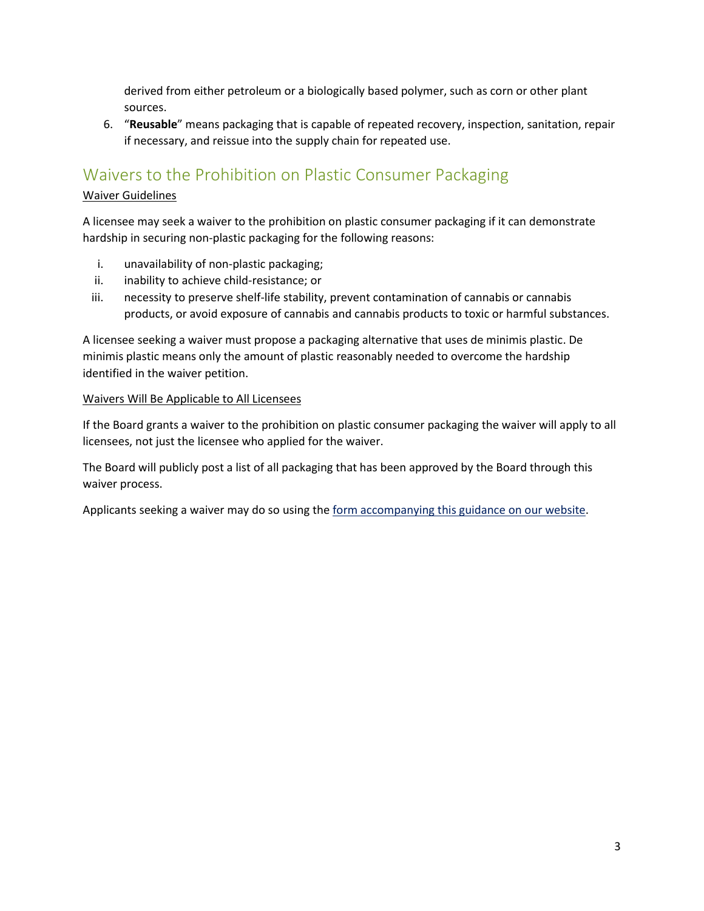derived from either petroleum or a biologically based polymer, such as corn or other plant sources.

6. "**Reusable**" means packaging that is capable of repeated recovery, inspection, sanitation, repair if necessary, and reissue into the supply chain for repeated use.

## Waivers to the Prohibition on Plastic Consumer Packaging

Waiver Guidelines

A licensee may seek a waiver to the prohibition on plastic consumer packaging if it can demonstrate hardship in securing non-plastic packaging for the following reasons:

i. unavailability of non-plastic packaging;
ii. inability to achieve child-resistance; or
iii. necessity to preserve shelf-life stability, prevent contamination of cannabis or cannabis products, or avoid exposure of cannabis and cannabis products to toxic or harmful substances.

A licensee seeking a waiver must propose a packaging alternative that uses de minimis plastic. De minimis plastic means only the amount of plastic reasonably needed to overcome the hardship identified in the waiver petition.

Waivers Will Be Applicable to All Licensees

If the Board grants a waiver to the prohibition on plastic consumer packaging the waiver will apply to all licensees, not just the licensee who applied for the waiver.

The Board will publicly post a list of all packaging that has been approved by the Board through this waiver process.

Applicants seeking a waiver may do so using the form accompanying this guidance on our website.